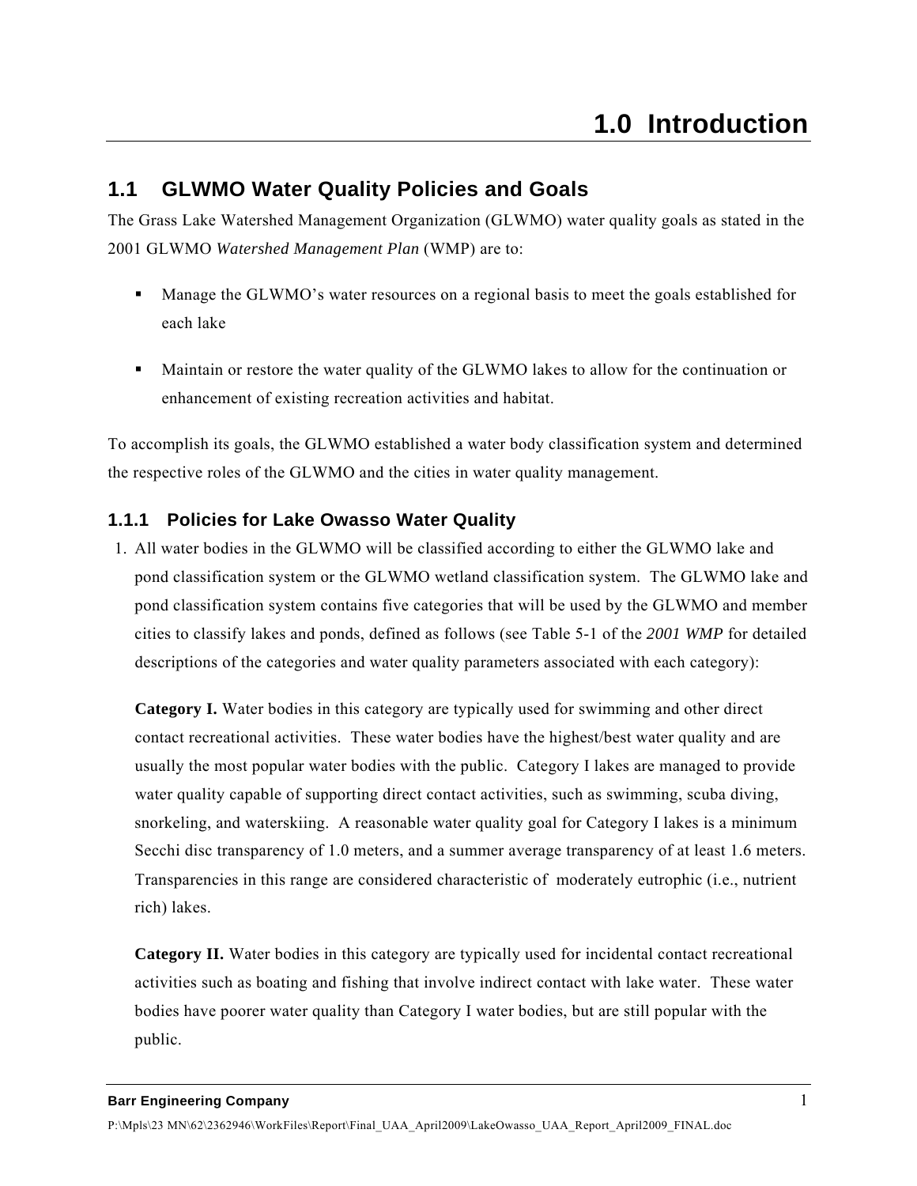# 1.0 Introduction

## 1.1 GLWMO Water Quality Policies and Goals

The Grass Lake Watershed Management Organization (GLWMO) water quality goals as stated in the 2001 GLWMO *Watershed Management Plan* (WMP) are to:

- Manage the GLWMO's water resources on a regional basis to meet the goals established for each lake
- Maintain or restore the water quality of the GLWMO lakes to allow for the continuation or enhancement of existing recreation activities and habitat.

To accomplish its goals, the GLWMO established a water body classification system and determined the respective roles of the GLWMO and the cities in water quality management.

### 1.1.1 Policies for Lake Owasso Water Quality

1. All water bodies in the GLWMO will be classified according to either the GLWMO lake and pond classification system or the GLWMO wetland classification system. The GLWMO lake and pond classification system contains five categories that will be used by the GLWMO and member cities to classify lakes and ponds, defined as follows (see Table 5-1 of the *2001 WMP* for detailed descriptions of the categories and water quality parameters associated with each category):

   **Category I.** Water bodies in this category are typically used for swimming and other direct contact recreational activities. These water bodies have the highest/best water quality and are usually the most popular water bodies with the public. Category I lakes are managed to provide water quality capable of supporting direct contact activities, such as swimming, scuba diving, snorkeling, and waterskiing. A reasonable water quality goal for Category I lakes is a minimum Secchi disc transparency of 1.0 meters, and a summer average transparency of at least 1.6 meters. Transparencies in this range are considered characteristic of moderately eutrophic (i.e., nutrient rich) lakes.

   **Category II.** Water bodies in this category are typically used for incidental contact recreational activities such as boating and fishing that involve indirect contact with lake water. These water bodies have poorer water quality than Category I water bodies, but are still popular with the public.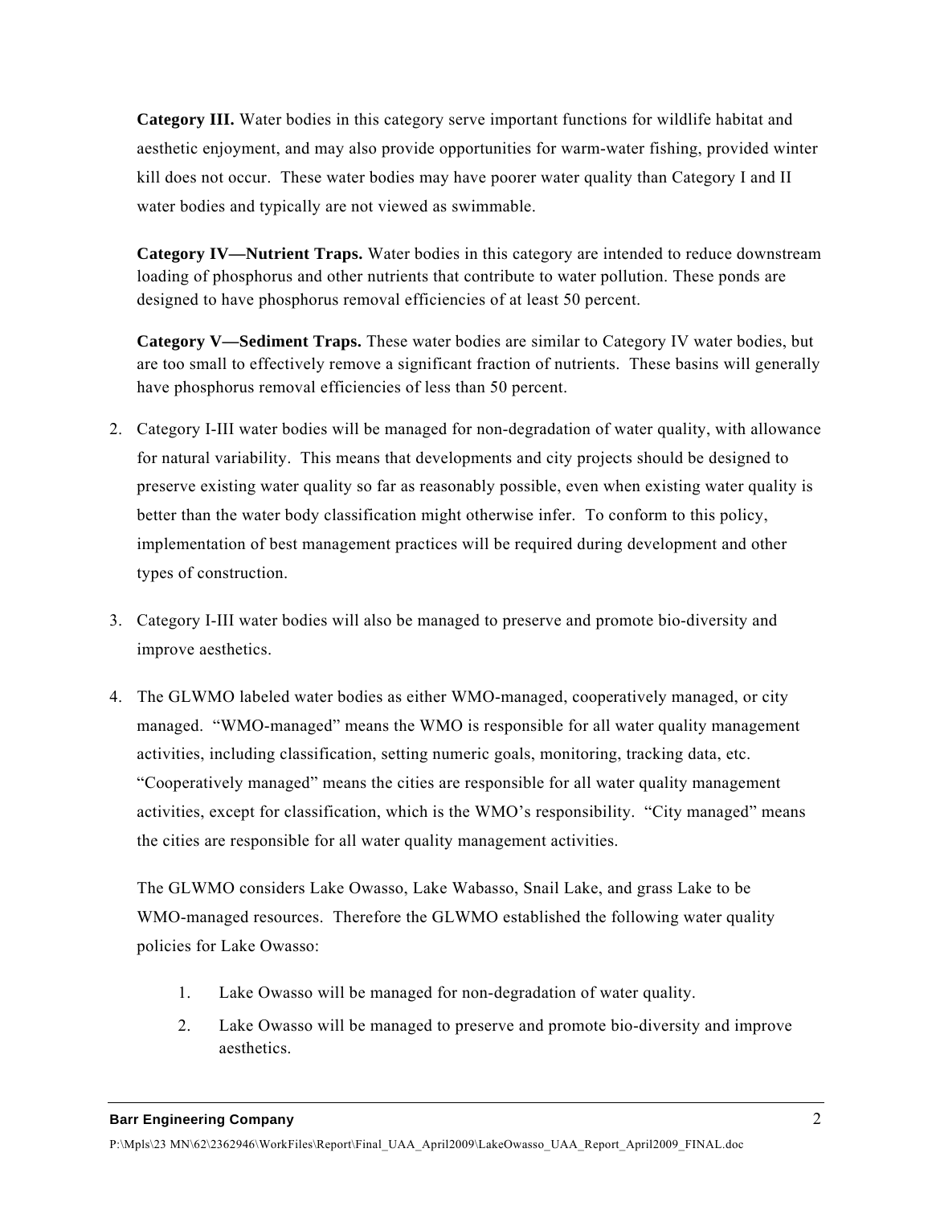**Category III.** Water bodies in this category serve important functions for wildlife habitat and aesthetic enjoyment, and may also provide opportunities for warm-water fishing, provided winter kill does not occur. These water bodies may have poorer water quality than Category I and II water bodies and typically are not viewed as swimmable.

**Category IV—Nutrient Traps.** Water bodies in this category are intended to reduce downstream loading of phosphorus and other nutrients that contribute to water pollution. These ponds are designed to have phosphorus removal efficiencies of at least 50 percent.

**Category V—Sediment Traps.** These water bodies are similar to Category IV water bodies, but are too small to effectively remove a significant fraction of nutrients. These basins will generally have phosphorus removal efficiencies of less than 50 percent.

2. Category I-III water bodies will be managed for non-degradation of water quality, with allowance for natural variability. This means that developments and city projects should be designed to preserve existing water quality so far as reasonably possible, even when existing water quality is better than the water body classification might otherwise infer. To conform to this policy, implementation of best management practices will be required during development and other types of construction.

3. Category I-III water bodies will also be managed to preserve and promote bio-diversity and improve aesthetics.

4. The GLWMO labeled water bodies as either WMO-managed, cooperatively managed, or city managed. "WMO-managed" means the WMO is responsible for all water quality management activities, including classification, setting numeric goals, monitoring, tracking data, etc. "Cooperatively managed" means the cities are responsible for all water quality management activities, except for classification, which is the WMO's responsibility. "City managed" means the cities are responsible for all water quality management activities.

   The GLWMO considers Lake Owasso, Lake Wabasso, Snail Lake, and grass Lake to be WMO-managed resources. Therefore the GLWMO established the following water quality policies for Lake Owasso:

   1. Lake Owasso will be managed for non-degradation of water quality.
   2. Lake Owasso will be managed to preserve and promote bio-diversity and improve aesthetics.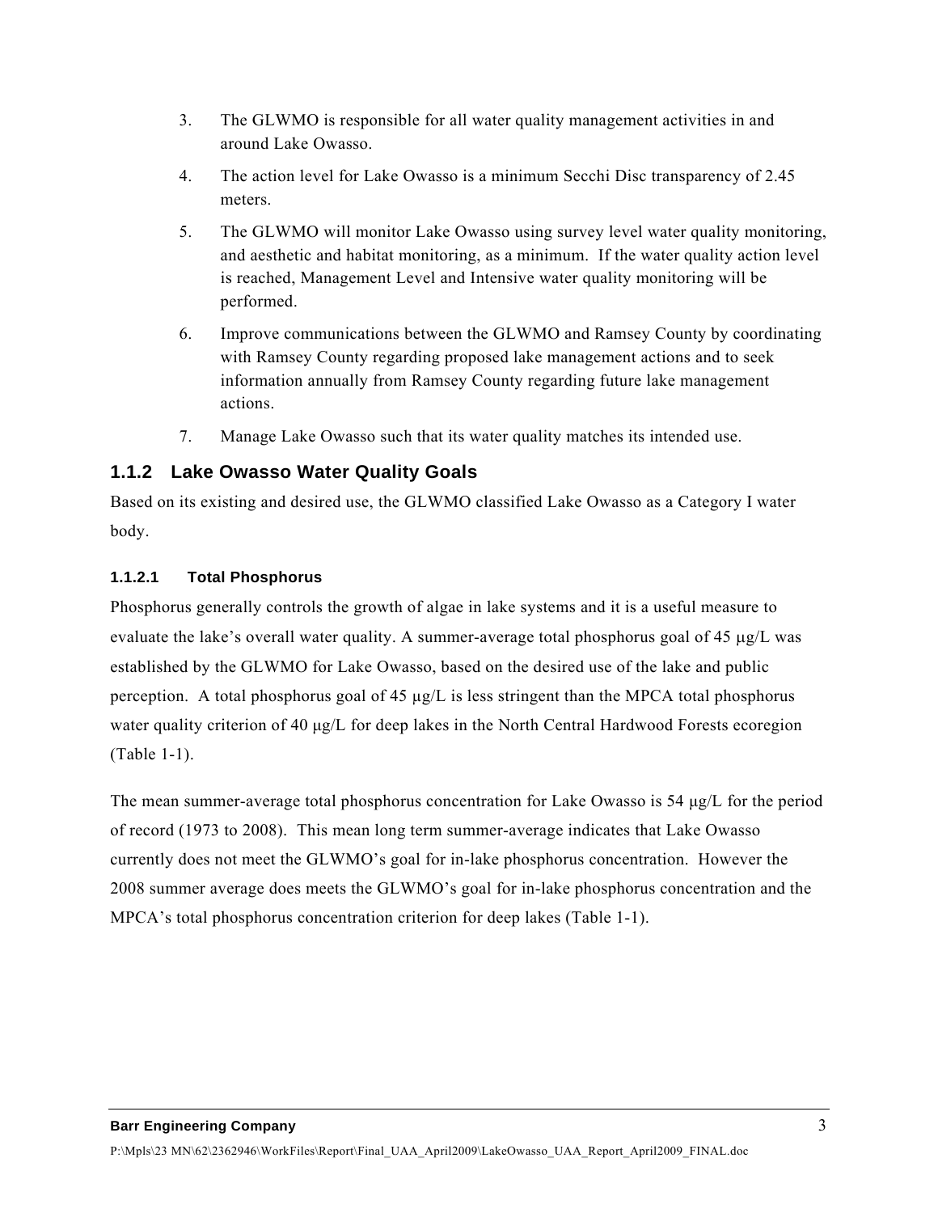3. The GLWMO is responsible for all water quality management activities in and around Lake Owasso.
4. The action level for Lake Owasso is a minimum Secchi Disc transparency of 2.45 meters.
5. The GLWMO will monitor Lake Owasso using survey level water quality monitoring, and aesthetic and habitat monitoring, as a minimum. If the water quality action level is reached, Management Level and Intensive water quality monitoring will be performed.
6. Improve communications between the GLWMO and Ramsey County by coordinating with Ramsey County regarding proposed lake management actions and to seek information annually from Ramsey County regarding future lake management actions.
7. Manage Lake Owasso such that its water quality matches its intended use.

### 1.1.2 Lake Owasso Water Quality Goals

Based on its existing and desired use, the GLWMO classified Lake Owasso as a Category I water body.

#### 1.1.2.1 Total Phosphorus

Phosphorus generally controls the growth of algae in lake systems and it is a useful measure to evaluate the lake's overall water quality. A summer-average total phosphorus goal of 45 μg/L was established by the GLWMO for Lake Owasso, based on the desired use of the lake and public perception. A total phosphorus goal of 45 μg/L is less stringent than the MPCA total phosphorus water quality criterion of 40 μg/L for deep lakes in the North Central Hardwood Forests ecoregion (Table 1-1).

The mean summer-average total phosphorus concentration for Lake Owasso is 54 μg/L for the period of record (1973 to 2008). This mean long term summer-average indicates that Lake Owasso currently does not meet the GLWMO's goal for in-lake phosphorus concentration. However the 2008 summer average does meets the GLWMO's goal for in-lake phosphorus concentration and the MPCA's total phosphorus concentration criterion for deep lakes (Table 1-1).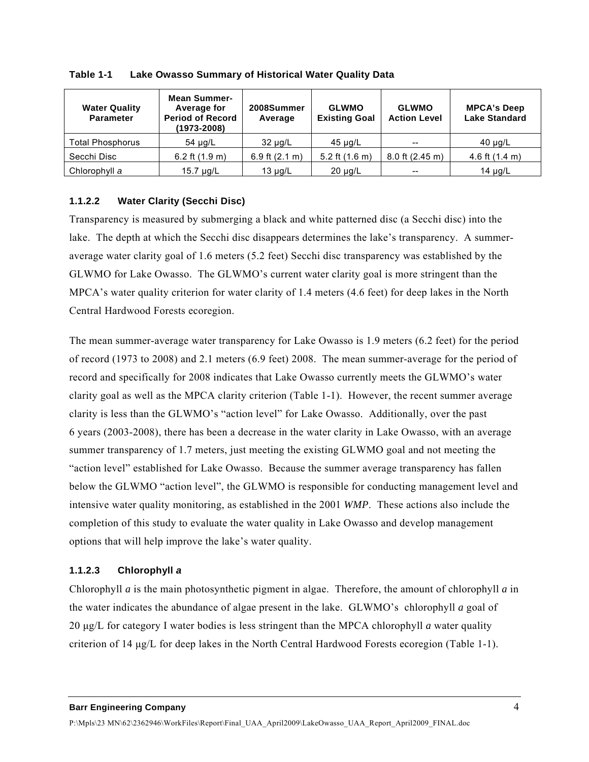**Table 1-1 Lake Owasso Summary of Historical Water Quality Data**

| Water Quality Parameter | Mean Summer-Average for Period of Record (1973-2008) | 2008Summer Average | GLWMO Existing Goal | GLWMO Action Level | MPCA's Deep Lake Standard |
|---|---|---|---|---|---|
| Total Phosphorus | 54 µg/L | 32 µg/L | 45 µg/L | -- | 40 µg/L |
| Secchi Disc | 6.2 ft (1.9 m) | 6.9 ft (2.1 m) | 5.2 ft (1.6 m) | 8.0 ft (2.45 m) | 4.6 ft (1.4 m) |
| Chlorophyll *a* | 15.7 µg/L | 13 µg/L | 20 µg/L | -- | 14 µg/L |

#### 1.1.2.2 Water Clarity (Secchi Disc)

Transparency is measured by submerging a black and white patterned disc (a Secchi disc) into the lake. The depth at which the Secchi disc disappears determines the lake's transparency. A summer-average water clarity goal of 1.6 meters (5.2 feet) Secchi disc transparency was established by the GLWMO for Lake Owasso. The GLWMO's current water clarity goal is more stringent than the MPCA's water quality criterion for water clarity of 1.4 meters (4.6 feet) for deep lakes in the North Central Hardwood Forests ecoregion.

The mean summer-average water transparency for Lake Owasso is 1.9 meters (6.2 feet) for the period of record (1973 to 2008) and 2.1 meters (6.9 feet) 2008. The mean summer-average for the period of record and specifically for 2008 indicates that Lake Owasso currently meets the GLWMO's water clarity goal as well as the MPCA clarity criterion (Table 1-1). However, the recent summer average clarity is less than the GLWMO's "action level" for Lake Owasso. Additionally, over the past 6 years (2003-2008), there has been a decrease in the water clarity in Lake Owasso, with an average summer transparency of 1.7 meters, just meeting the existing GLWMO goal and not meeting the "action level" established for Lake Owasso. Because the summer average transparency has fallen below the GLWMO "action level", the GLWMO is responsible for conducting management level and intensive water quality monitoring, as established in the 2001 *WMP*. These actions also include the completion of this study to evaluate the water quality in Lake Owasso and develop management options that will help improve the lake's water quality.

#### 1.1.2.3 Chlorophyll *a*

Chlorophyll *a* is the main photosynthetic pigment in algae. Therefore, the amount of chlorophyll *a* in the water indicates the abundance of algae present in the lake. GLWMO's chlorophyll *a* goal of 20 µg/L for category I water bodies is less stringent than the MPCA chlorophyll *a* water quality criterion of 14 µg/L for deep lakes in the North Central Hardwood Forests ecoregion (Table 1-1).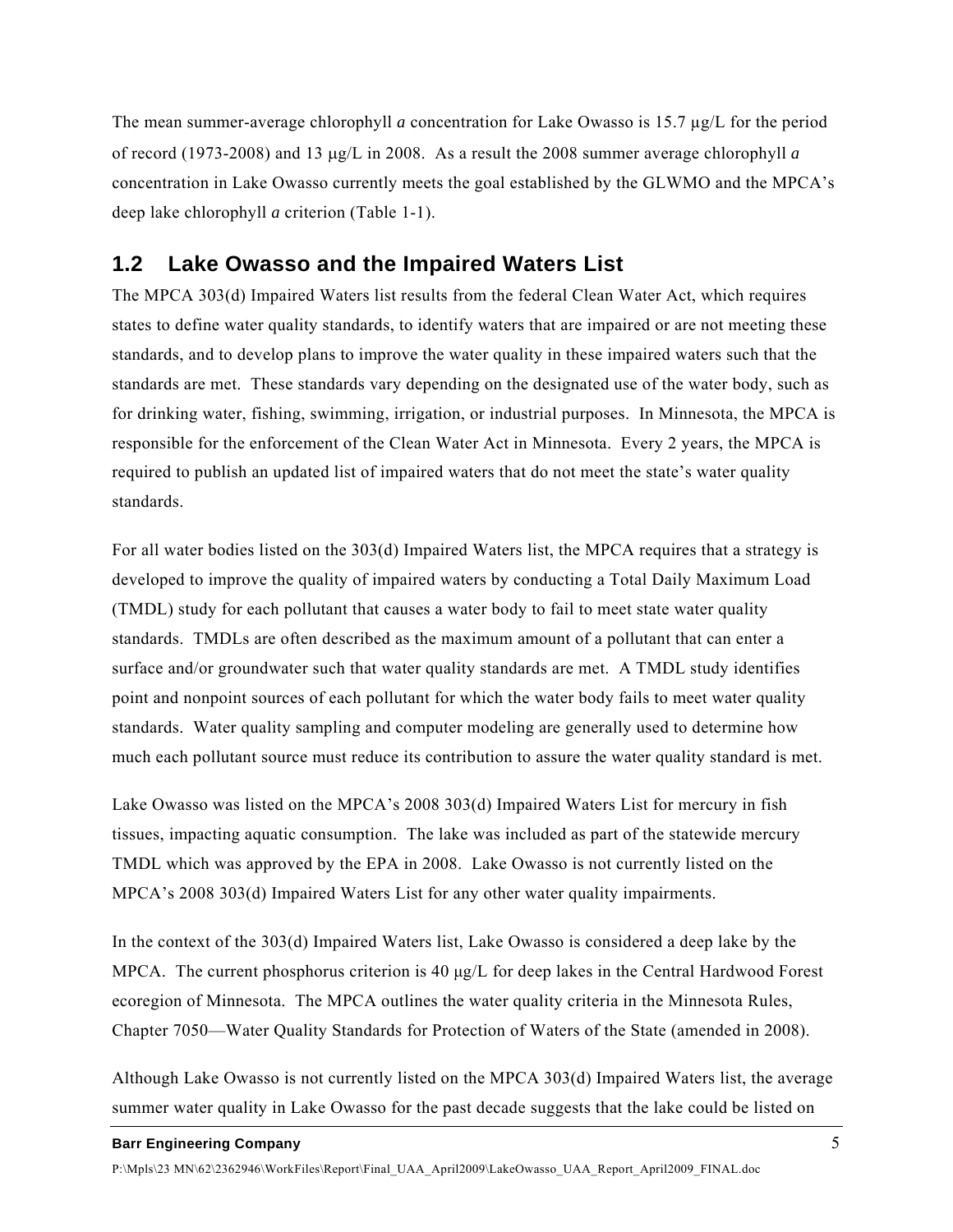The mean summer-average chlorophyll *a* concentration for Lake Owasso is 15.7 μg/L for the period of record (1973-2008) and 13 μg/L in 2008. As a result the 2008 summer average chlorophyll *a* concentration in Lake Owasso currently meets the goal established by the GLWMO and the MPCA's deep lake chlorophyll *a* criterion (Table 1-1).

## 1.2 Lake Owasso and the Impaired Waters List

The MPCA 303(d) Impaired Waters list results from the federal Clean Water Act, which requires states to define water quality standards, to identify waters that are impaired or are not meeting these standards, and to develop plans to improve the water quality in these impaired waters such that the standards are met. These standards vary depending on the designated use of the water body, such as for drinking water, fishing, swimming, irrigation, or industrial purposes. In Minnesota, the MPCA is responsible for the enforcement of the Clean Water Act in Minnesota. Every 2 years, the MPCA is required to publish an updated list of impaired waters that do not meet the state's water quality standards.

For all water bodies listed on the 303(d) Impaired Waters list, the MPCA requires that a strategy is developed to improve the quality of impaired waters by conducting a Total Daily Maximum Load (TMDL) study for each pollutant that causes a water body to fail to meet state water quality standards. TMDLs are often described as the maximum amount of a pollutant that can enter a surface and/or groundwater such that water quality standards are met. A TMDL study identifies point and nonpoint sources of each pollutant for which the water body fails to meet water quality standards. Water quality sampling and computer modeling are generally used to determine how much each pollutant source must reduce its contribution to assure the water quality standard is met.

Lake Owasso was listed on the MPCA's 2008 303(d) Impaired Waters List for mercury in fish tissues, impacting aquatic consumption. The lake was included as part of the statewide mercury TMDL which was approved by the EPA in 2008. Lake Owasso is not currently listed on the MPCA's 2008 303(d) Impaired Waters List for any other water quality impairments.

In the context of the 303(d) Impaired Waters list, Lake Owasso is considered a deep lake by the MPCA. The current phosphorus criterion is 40 μg/L for deep lakes in the Central Hardwood Forest ecoregion of Minnesota. The MPCA outlines the water quality criteria in the Minnesota Rules, Chapter 7050—Water Quality Standards for Protection of Waters of the State (amended in 2008).

Although Lake Owasso is not currently listed on the MPCA 303(d) Impaired Waters list, the average summer water quality in Lake Owasso for the past decade suggests that the lake could be listed on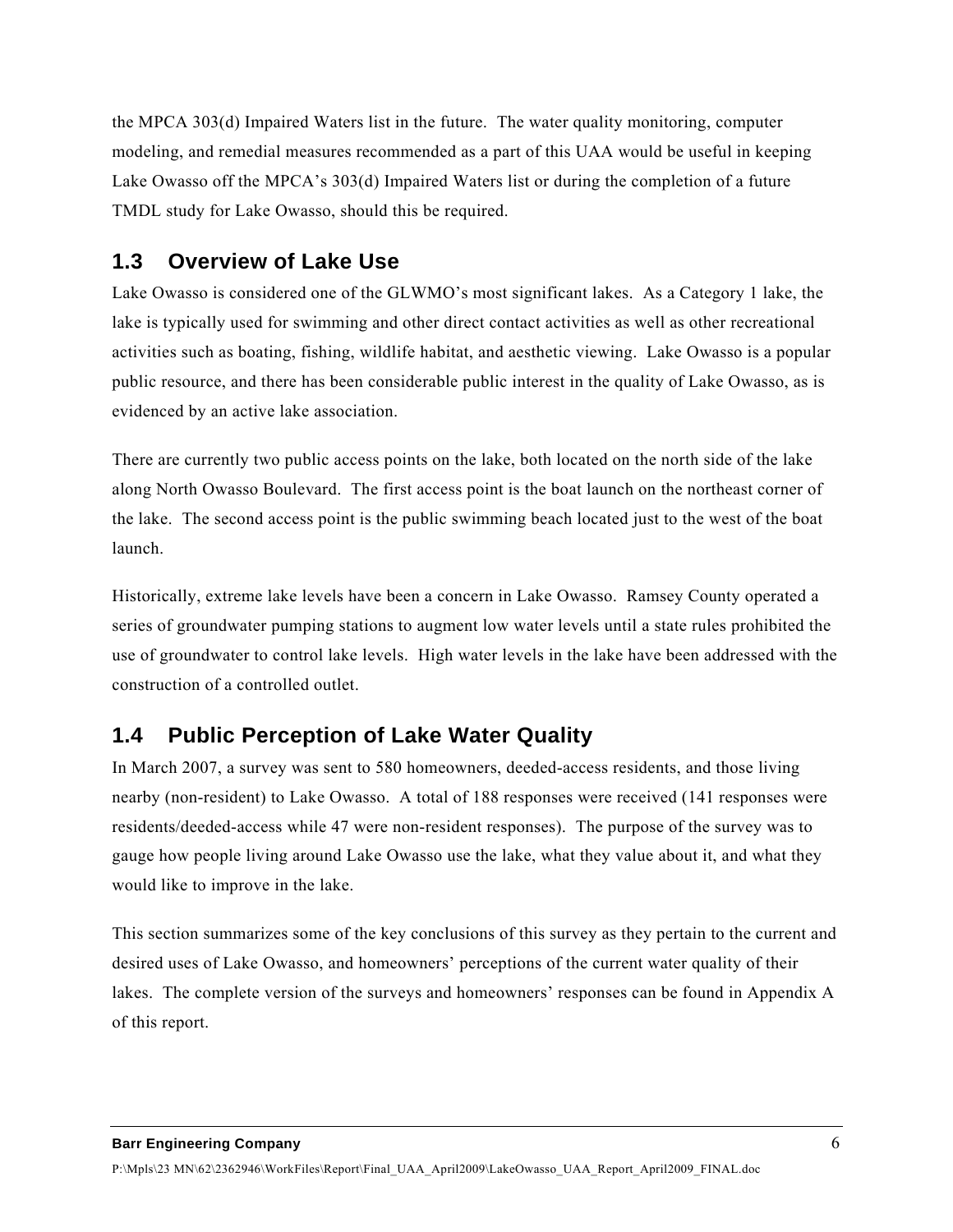the MPCA 303(d) Impaired Waters list in the future. The water quality monitoring, computer modeling, and remedial measures recommended as a part of this UAA would be useful in keeping Lake Owasso off the MPCA's 303(d) Impaired Waters list or during the completion of a future TMDL study for Lake Owasso, should this be required.

## 1.3 Overview of Lake Use

Lake Owasso is considered one of the GLWMO's most significant lakes. As a Category 1 lake, the lake is typically used for swimming and other direct contact activities as well as other recreational activities such as boating, fishing, wildlife habitat, and aesthetic viewing. Lake Owasso is a popular public resource, and there has been considerable public interest in the quality of Lake Owasso, as is evidenced by an active lake association.

There are currently two public access points on the lake, both located on the north side of the lake along North Owasso Boulevard. The first access point is the boat launch on the northeast corner of the lake. The second access point is the public swimming beach located just to the west of the boat launch.

Historically, extreme lake levels have been a concern in Lake Owasso. Ramsey County operated a series of groundwater pumping stations to augment low water levels until a state rules prohibited the use of groundwater to control lake levels. High water levels in the lake have been addressed with the construction of a controlled outlet.

## 1.4 Public Perception of Lake Water Quality

In March 2007, a survey was sent to 580 homeowners, deeded-access residents, and those living nearby (non-resident) to Lake Owasso. A total of 188 responses were received (141 responses were residents/deeded-access while 47 were non-resident responses). The purpose of the survey was to gauge how people living around Lake Owasso use the lake, what they value about it, and what they would like to improve in the lake.

This section summarizes some of the key conclusions of this survey as they pertain to the current and desired uses of Lake Owasso, and homeowners' perceptions of the current water quality of their lakes. The complete version of the surveys and homeowners' responses can be found in Appendix A of this report.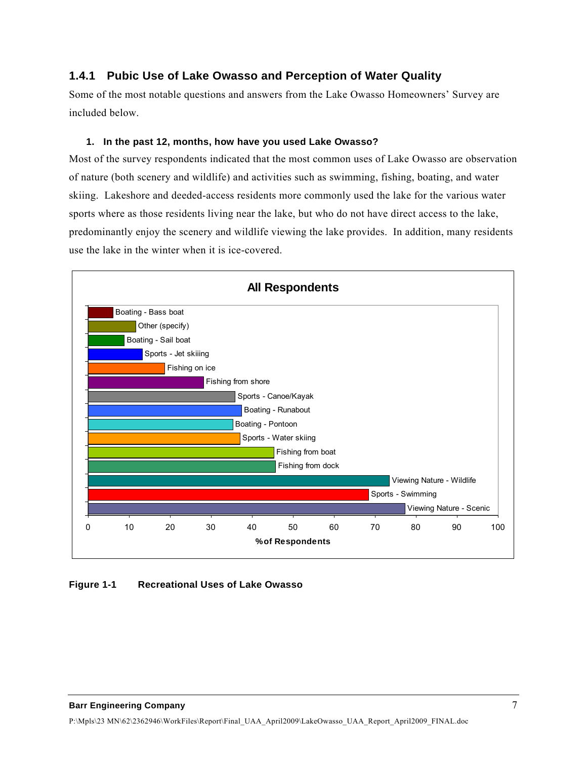### 1.4.1 Pubic Use of Lake Owasso and Perception of Water Quality

Some of the most notable questions and answers from the Lake Owasso Homeowners' Survey are included below.

**1. In the past 12, months, how have you used Lake Owasso?**

Most of the survey respondents indicated that the most common uses of Lake Owasso are observation of nature (both scenery and wildlife) and activities such as swimming, fishing, boating, and water skiing. Lakeshore and deeded-access residents more commonly used the lake for the various water sports where as those residents living near the lake, but who do not have direct access to the lake, predominantly enjoy the scenery and wildlife viewing the lake provides. In addition, many residents use the lake in the winter when it is ice-covered.

All Respondents

Boating - Bass boat
Other (specify)
Boating - Sail boat
Sports - Jet skiiing
Fishing on ice
Fishing from shore
Sports - Canoe/Kayak
Boating - Runabout
Boating - Pontoon
Sports - Water skiing
Fishing from boat
Fishing from dock
Viewing Nature - Wildlife
Sports - Swimming
Viewing Nature - Scenic

0 10 20 30 40 50 60 70 80 90 100

% of Respondents

**Figure 1-1 Recreational Uses of Lake Owasso**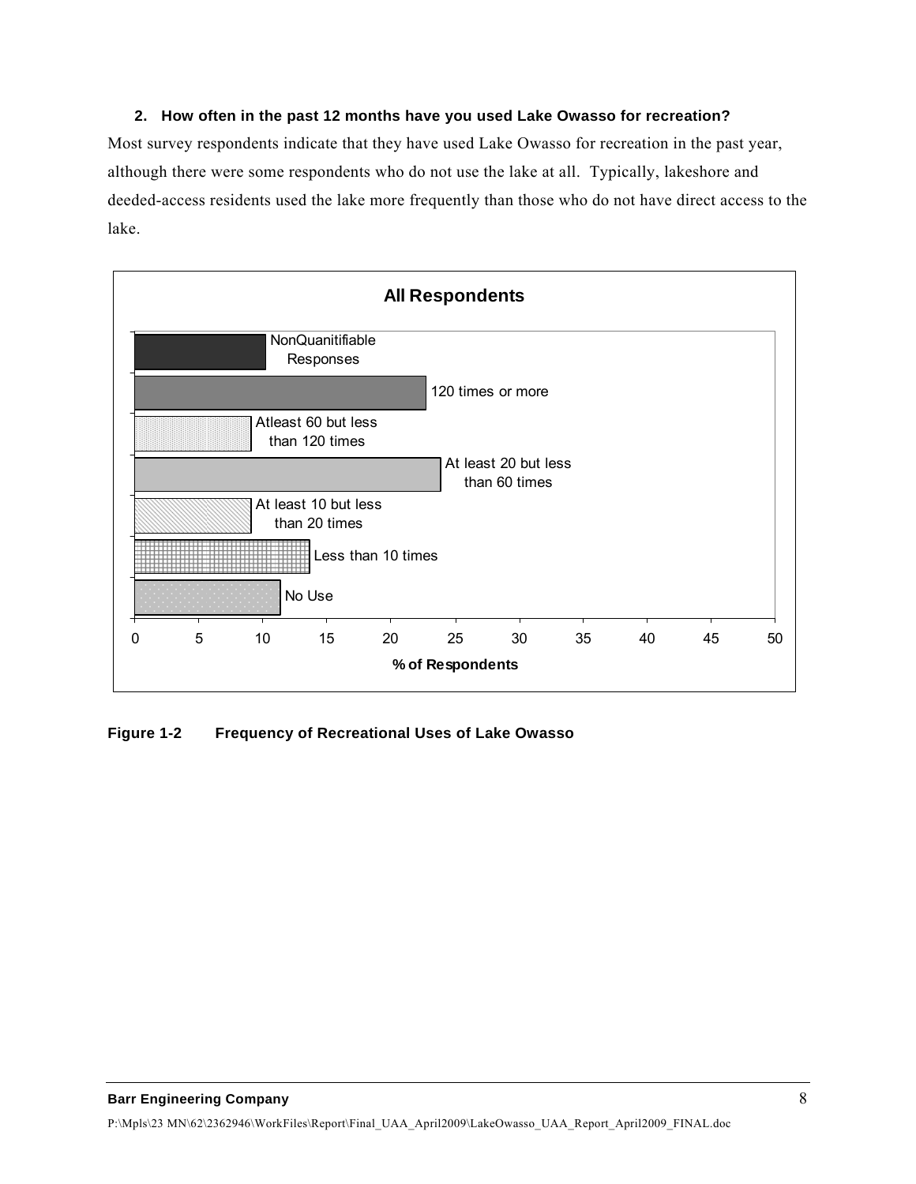**2. How often in the past 12 months have you used Lake Owasso for recreation?**

Most survey respondents indicate that they have used Lake Owasso for recreation in the past year, although there were some respondents who do not use the lake at all. Typically, lakeshore and deeded-access residents used the lake more frequently than those who do not have direct access to the lake.

All Respondents

NonQuanitifiable Responses

120 times or more

Atleast 60 but less than 120 times

At least 20 but less than 60 times

At least 10 but less than 20 times

Less than 10 times

No Use

0 5 10 15 20 25 30 35 40 45 50

% of Respondents

**Figure 1-2 Frequency of Recreational Uses of Lake Owasso**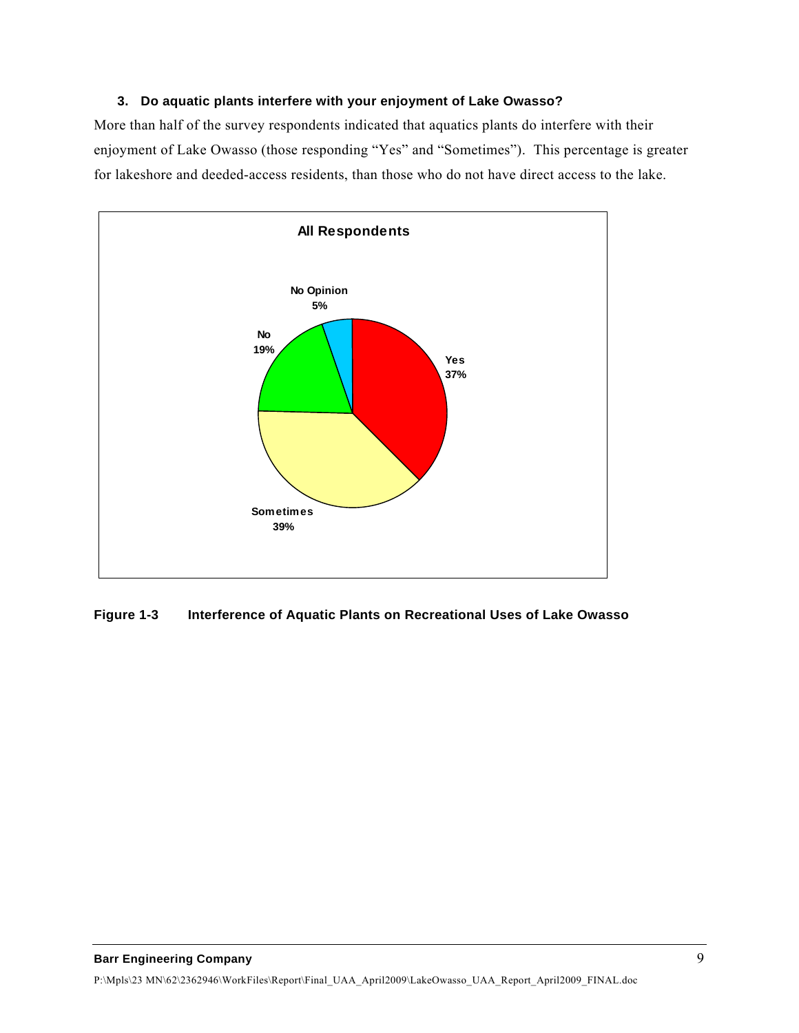### 3. Do aquatic plants interfere with your enjoyment of Lake Owasso?

More than half of the survey respondents indicated that aquatics plants do interfere with their enjoyment of Lake Owasso (those responding "Yes" and "Sometimes"). This percentage is greater for lakeshore and deeded-access residents, than those who do not have direct access to the lake.

All Respondents

No Opinion
5%

No
19%

Yes
37%

Sometimes
39%

**Figure 1-3 Interference of Aquatic Plants on Recreational Uses of Lake Owasso**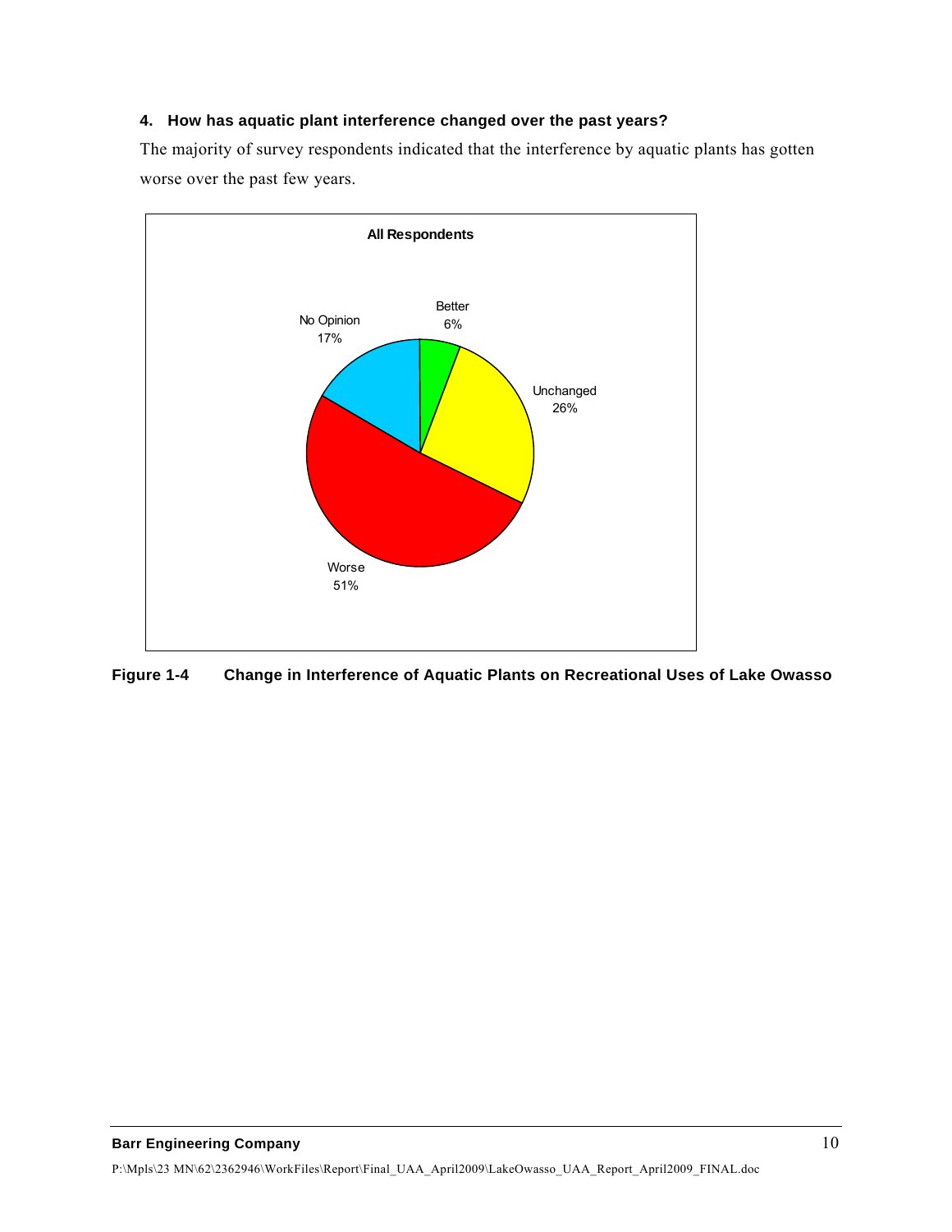#### 4. How has aquatic plant interference changed over the past years?

The majority of survey respondents indicated that the interference by aquatic plants has gotten worse over the past few years.

All Respondents

Better
6%

Unchanged
26%

Worse
51%

No Opinion
17%

**Figure 1-4 Change in Interference of Aquatic Plants on Recreational Uses of Lake Owasso**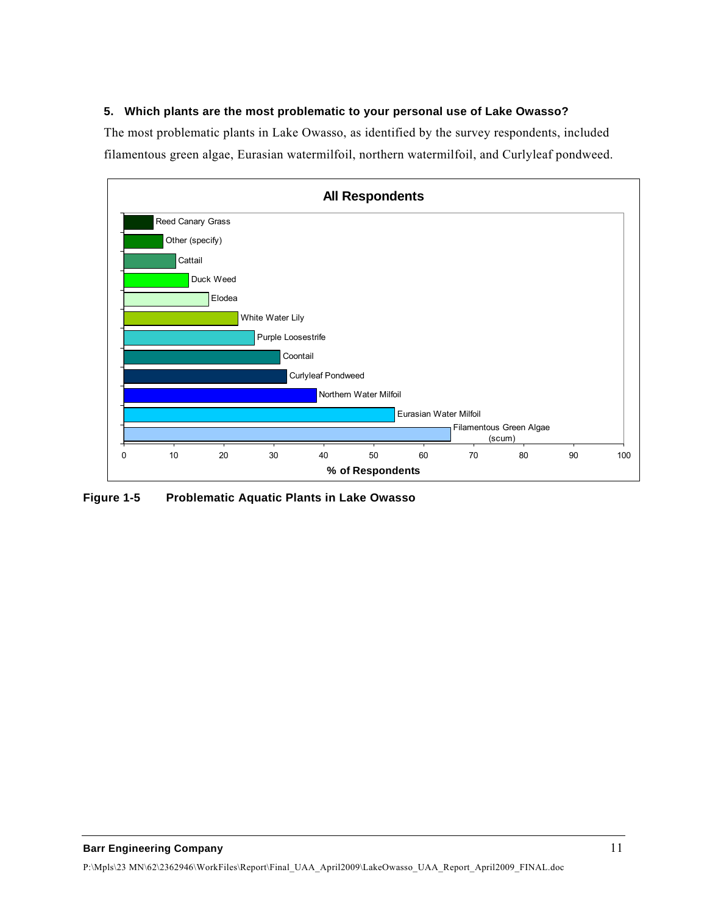**5. Which plants are the most problematic to your personal use of Lake Owasso?**

The most problematic plants in Lake Owasso, as identified by the survey respondents, included filamentous green algae, Eurasian watermilfoil, northern watermilfoil, and Curlyleaf pondweed.

All Respondents

Reed Canary Grass
Other (specify)
Cattail
Duck Weed
Elodea
White Water Lily
Purple Loosestrife
Coontail
Curlyleaf Pondweed
Northern Water Milfoil
Eurasian Water Milfoil
Filamentous Green Algae (scum)

0 10 20 30 40 50 60 70 80 90 100

% of Respondents

**Figure 1-5 Problematic Aquatic Plants in Lake Owasso**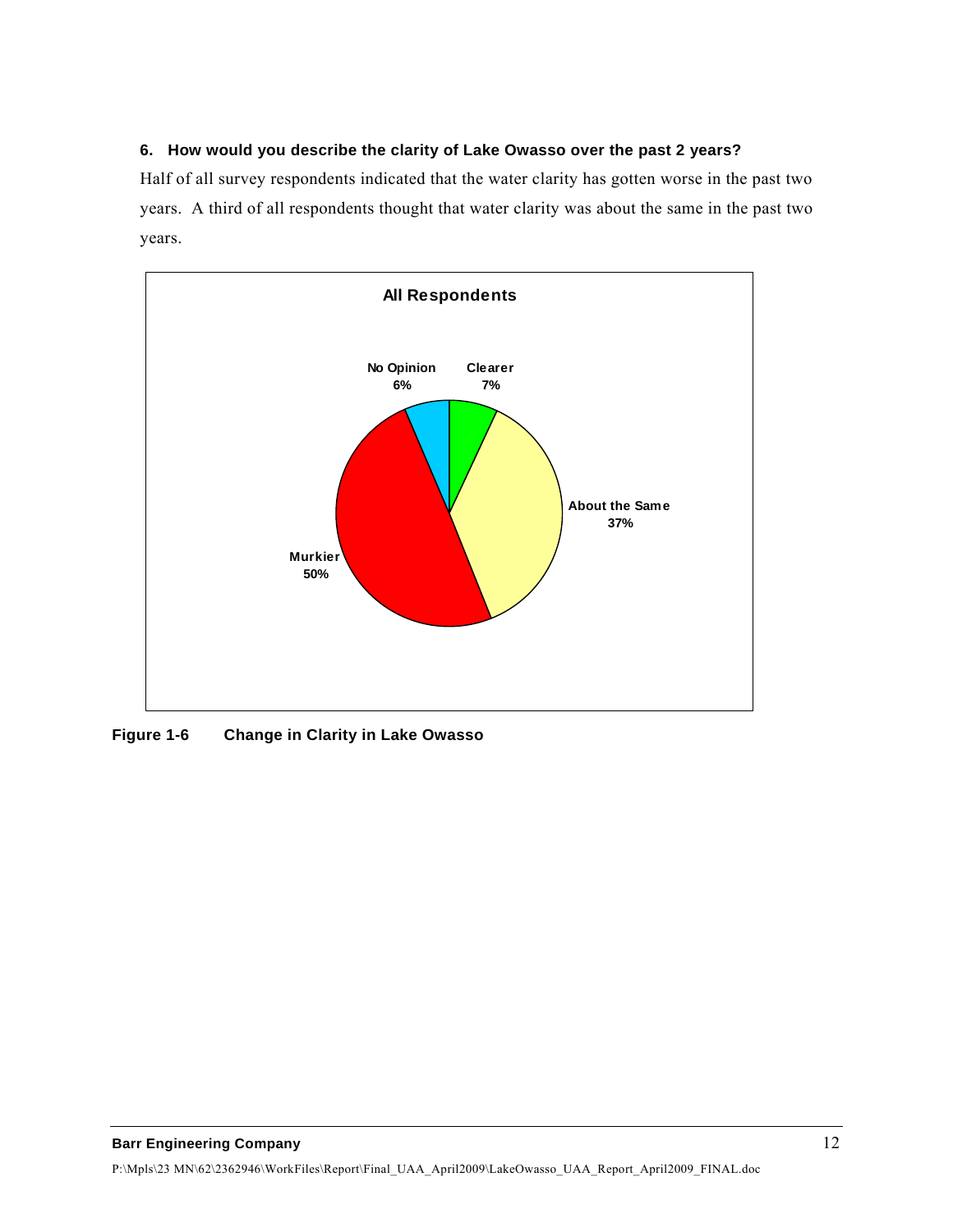**6. How would you describe the clarity of Lake Owasso over the past 2 years?**

Half of all survey respondents indicated that the water clarity has gotten worse in the past two years. A third of all respondents thought that water clarity was about the same in the past two years.

All Respondents

No Opinion
6%

Clearer
7%

About the Same
37%

Murkier
50%

**Figure 1-6 Change in Clarity in Lake Owasso**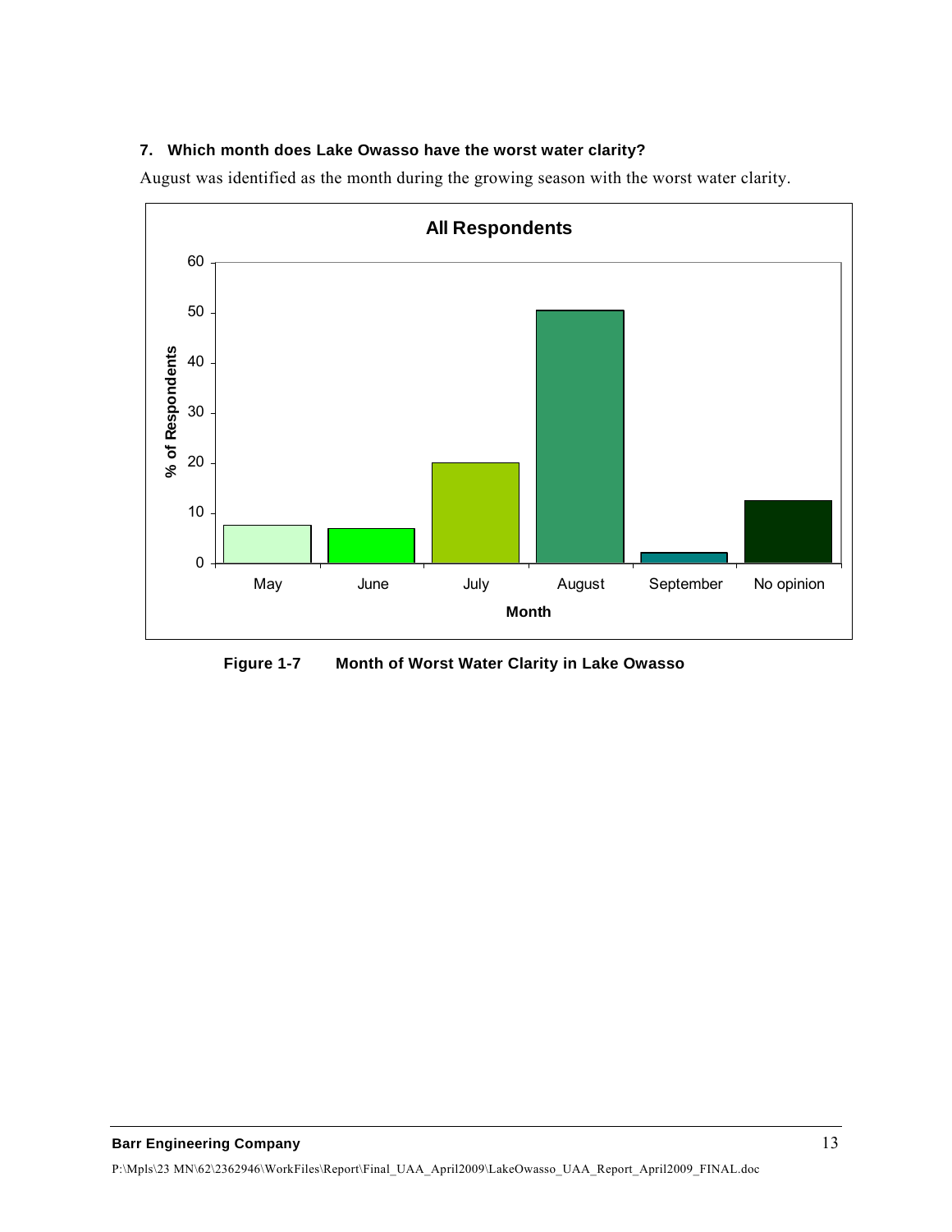**7. Which month does Lake Owasso have the worst water clarity?**

August was identified as the month during the growing season with the worst water clarity.

All Respondents

% of Respondents

60
50
40
30
20
10
0

May
June
July
August
September
No opinion

Month

**Figure 1-7 Month of Worst Water Clarity in Lake Owasso**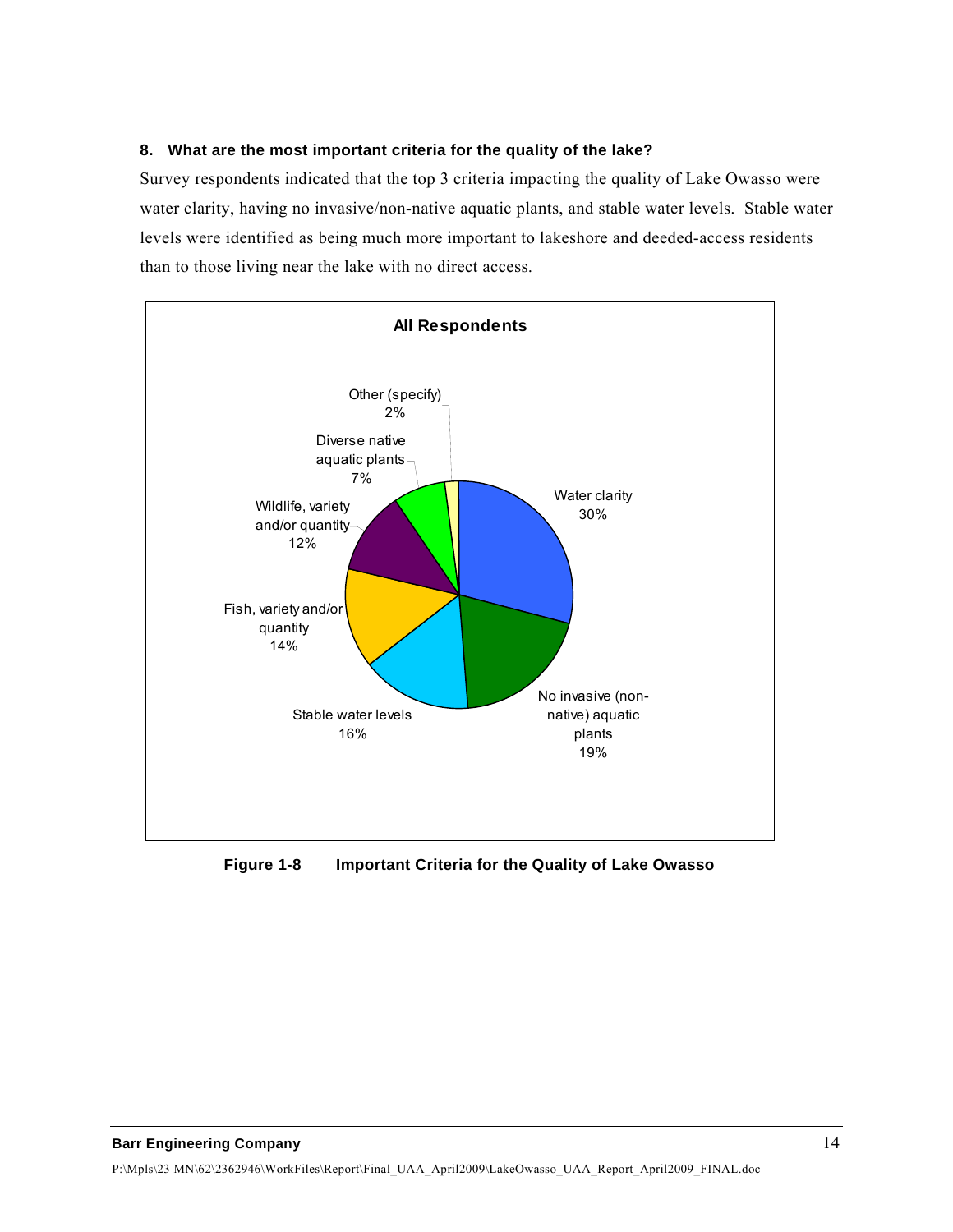**8. What are the most important criteria for the quality of the lake?**

Survey respondents indicated that the top 3 criteria impacting the quality of Lake Owasso were water clarity, having no invasive/non-native aquatic plants, and stable water levels. Stable water levels were identified as being much more important to lakeshore and deeded-access residents than to those living near the lake with no direct access.

**All Respondents**

Other (specify)
2%

Diverse native aquatic plants
7%

Wildlife, variety and/or quantity
12%

Fish, variety and/or quantity
14%

Stable water levels
16%

No invasive (non-native) aquatic plants
19%

Water clarity
30%

**Figure 1-8 Important Criteria for the Quality of Lake Owasso**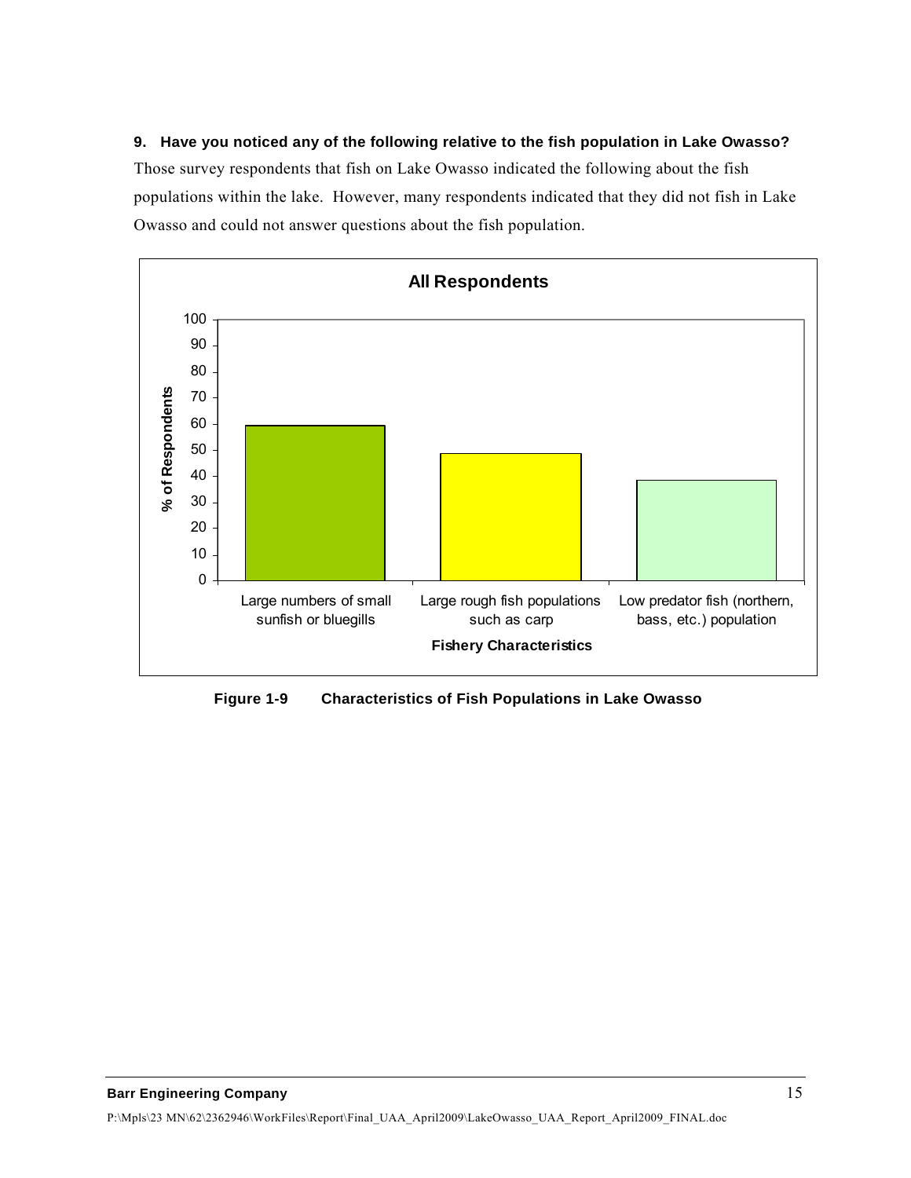**9. Have you noticed any of the following relative to the fish population in Lake Owasso?**

Those survey respondents that fish on Lake Owasso indicated the following about the fish populations within the lake. However, many respondents indicated that they did not fish in Lake Owasso and could not answer questions about the fish population.

All Respondents

% of Respondents

100
90
80
70
60
50
40
30
20
10
0

Large numbers of small sunfish or bluegills

Large rough fish populations such as carp

Low predator fish (northern, bass, etc.) population

Fishery Characteristics

**Figure 1-9 Characteristics of Fish Populations in Lake Owasso**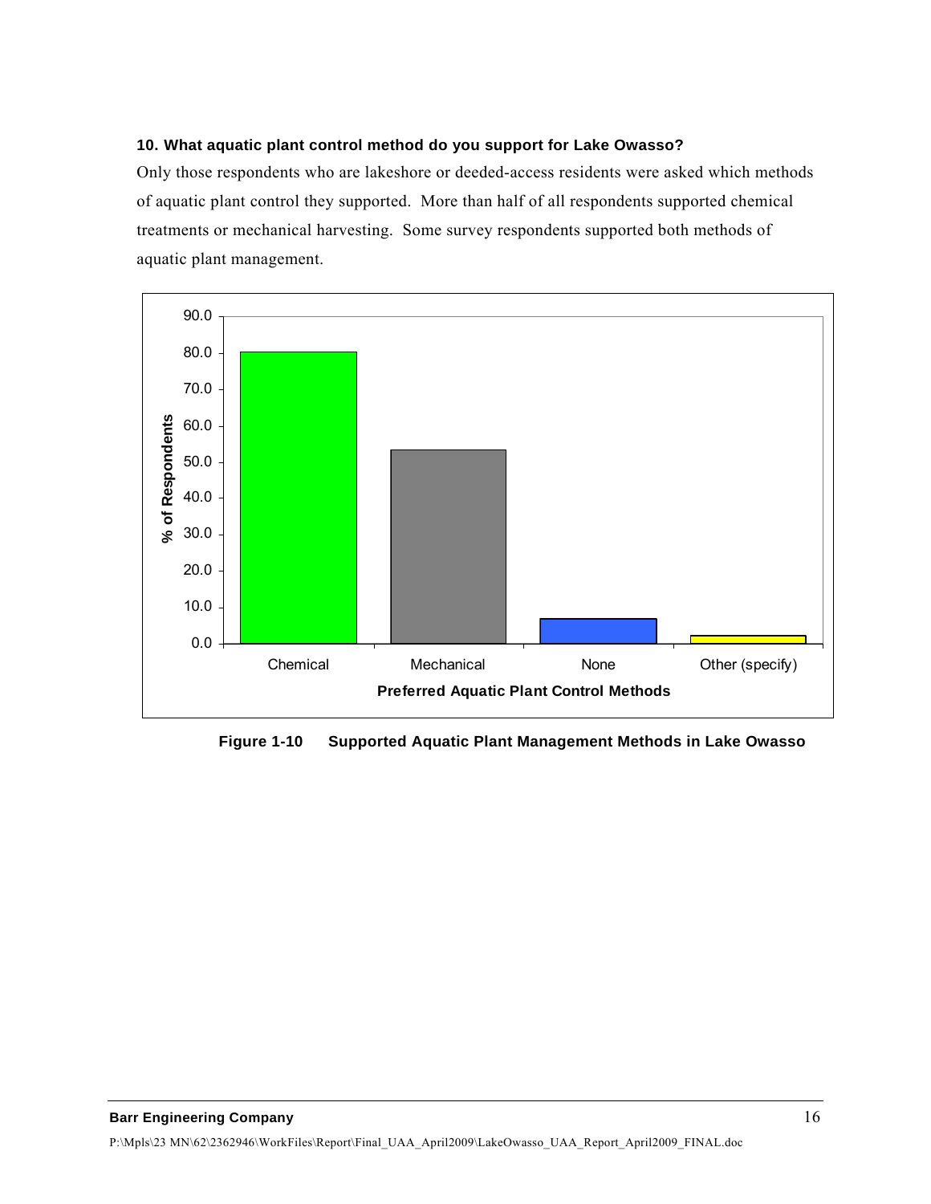**10. What aquatic plant control method do you support for Lake Owasso?**

Only those respondents who are lakeshore or deeded-access residents were asked which methods of aquatic plant control they supported. More than half of all respondents supported chemical treatments or mechanical harvesting. Some survey respondents supported both methods of aquatic plant management.

90.0
80.0
70.0
60.0
50.0
40.0
30.0
20.0
10.0
0.0

% of Respondents

Chemical
Mechanical
None
Other (specify)

Preferred Aquatic Plant Control Methods

**Figure 1-10 Supported Aquatic Plant Management Methods in Lake Owasso**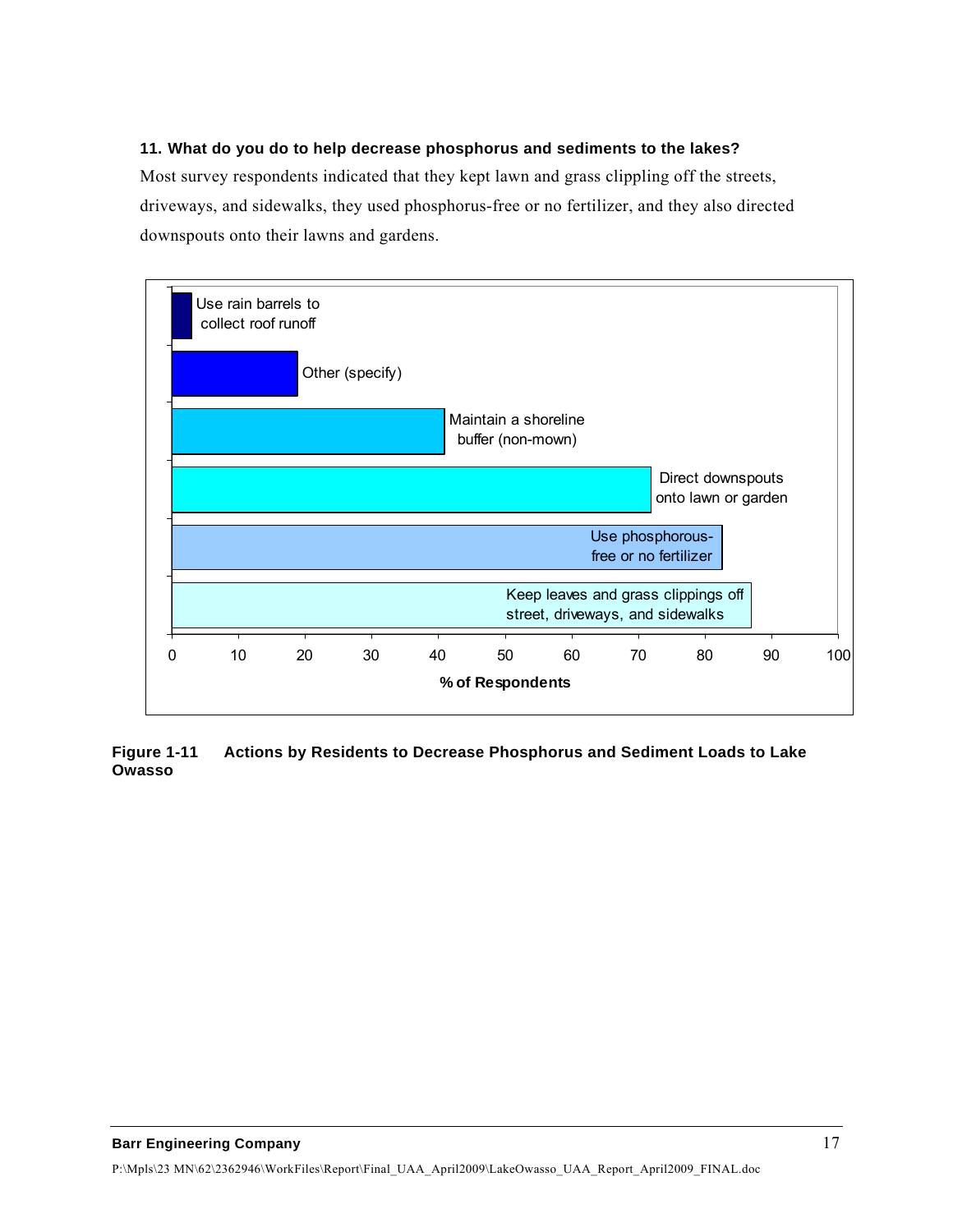**11. What do you do to help decrease phosphorus and sediments to the lakes?**

Most survey respondents indicated that they kept lawn and grass clippling off the streets, driveways, and sidewalks, they used phosphorus-free or no fertilizer, and they also directed downspouts onto their lawns and gardens.

Use rain barrels to collect roof runoff

Other (specify)

Maintain a shoreline buffer (non-mown)

Direct downspouts onto lawn or garden

Use phosphorous-free or no fertilizer

Keep leaves and grass clippings off street, driveways, and sidewalks

0 10 20 30 40 50 60 70 80 90 100

% of Respondents

**Figure 1-11 Actions by Residents to Decrease Phosphorus and Sediment Loads to Lake Owasso**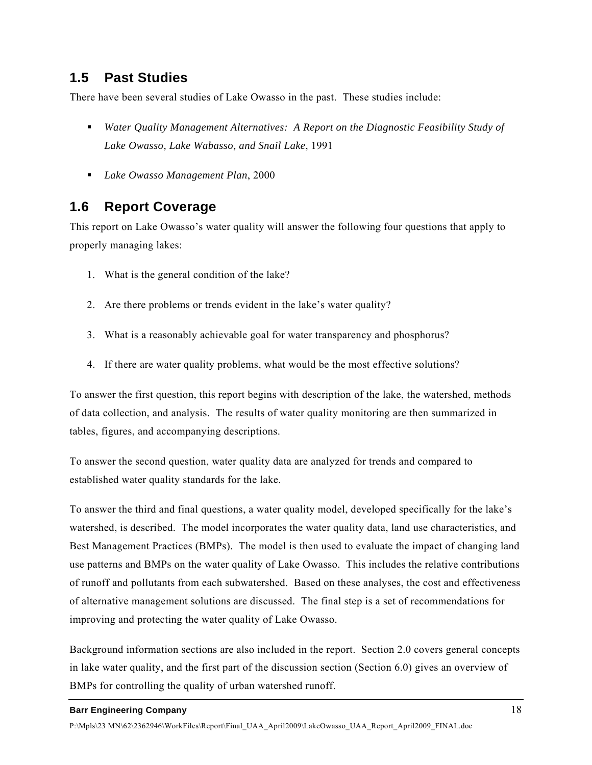## 1.5 Past Studies

There have been several studies of Lake Owasso in the past. These studies include:

- *Water Quality Management Alternatives: A Report on the Diagnostic Feasibility Study of Lake Owasso, Lake Wabasso, and Snail Lake*, 1991
- *Lake Owasso Management Plan*, 2000

## 1.6 Report Coverage

This report on Lake Owasso's water quality will answer the following four questions that apply to properly managing lakes:

1. What is the general condition of the lake?
2. Are there problems or trends evident in the lake's water quality?
3. What is a reasonably achievable goal for water transparency and phosphorus?
4. If there are water quality problems, what would be the most effective solutions?

To answer the first question, this report begins with description of the lake, the watershed, methods of data collection, and analysis. The results of water quality monitoring are then summarized in tables, figures, and accompanying descriptions.

To answer the second question, water quality data are analyzed for trends and compared to established water quality standards for the lake.

To answer the third and final questions, a water quality model, developed specifically for the lake's watershed, is described. The model incorporates the water quality data, land use characteristics, and Best Management Practices (BMPs). The model is then used to evaluate the impact of changing land use patterns and BMPs on the water quality of Lake Owasso. This includes the relative contributions of runoff and pollutants from each subwatershed. Based on these analyses, the cost and effectiveness of alternative management solutions are discussed. The final step is a set of recommendations for improving and protecting the water quality of Lake Owasso.

Background information sections are also included in the report. Section 2.0 covers general concepts in lake water quality, and the first part of the discussion section (Section 6.0) gives an overview of BMPs for controlling the quality of urban watershed runoff.